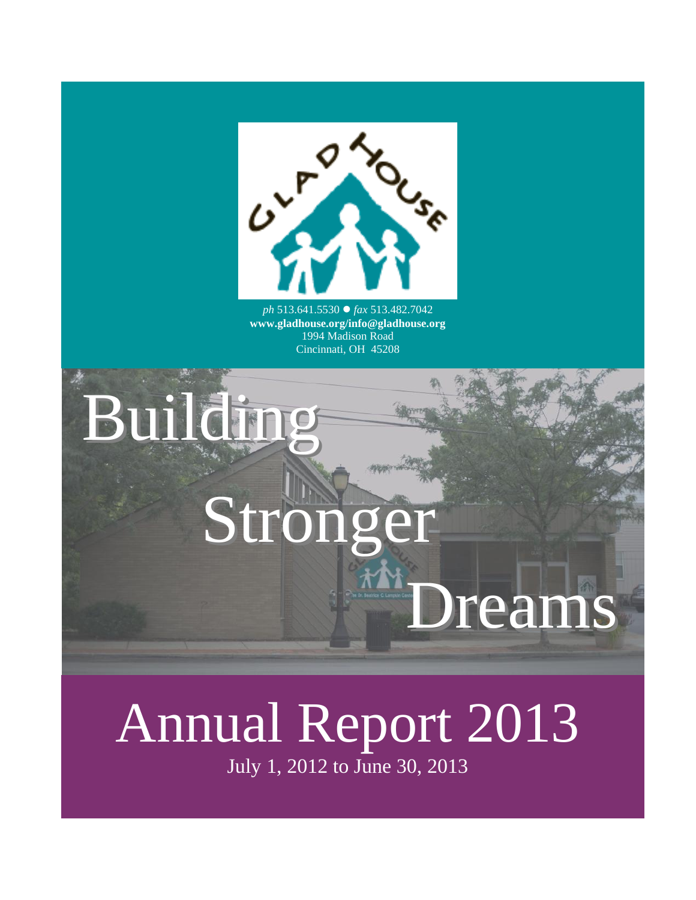GLAD HOUSE

*ph* 513.641.5530 ● *fax* 513.482.7042
**www.gladhouse.org/info@gladhouse.org**
1994 Madison Road
Cincinnati, OH 45208

# Building Stronger Dreams

# Annual Report 2013

July 1, 2012 to June 30, 2013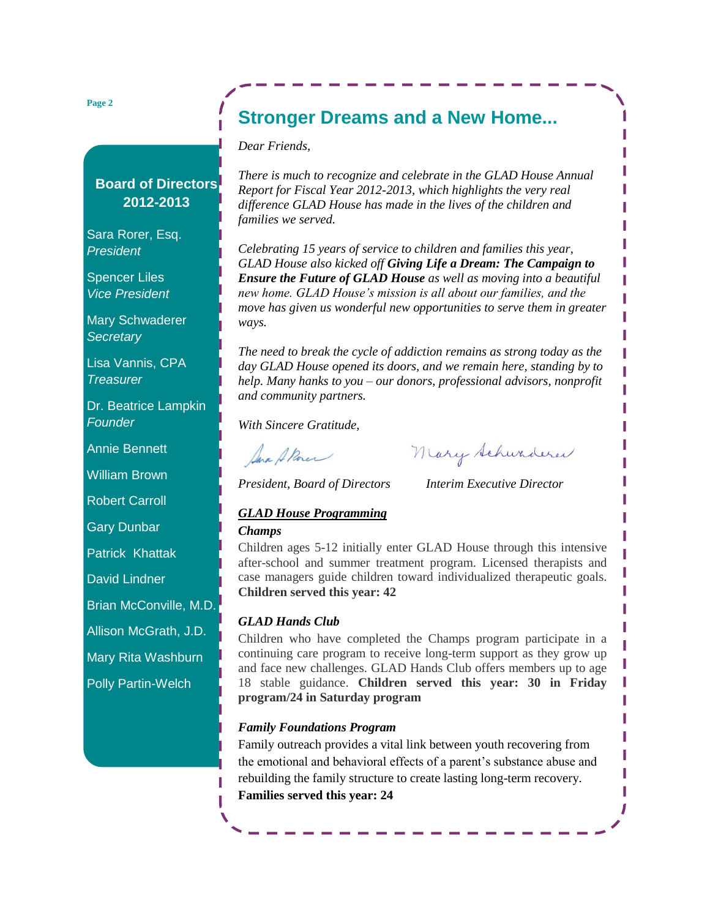## Board of Directors 2012-2013

Sara Rorer, Esq.
*President*

Spencer Liles
*Vice President*

Mary Schwaderer
*Secretary*

Lisa Vannis, CPA
*Treasurer*

Dr. Beatrice Lampkin
*Founder*

Annie Bennett

William Brown

Robert Carroll

Gary Dunbar

Patrick Khattak

David Lindner

Brian McConville, M.D.

Allison McGrath, J.D.

Mary Rita Washburn

Polly Partin-Welch

# Stronger Dreams and a New Home...

*Dear Friends,*

*There is much to recognize and celebrate in the GLAD House Annual Report for Fiscal Year 2012-2013, which highlights the very real difference GLAD House has made in the lives of the children and families we served.*

*Celebrating 15 years of service to children and families this year, GLAD House also kicked off **Giving Life a Dream: The Campaign to Ensure the Future of GLAD House** as well as moving into a beautiful new home. GLAD House's mission is all about our families, and the move has given us wonderful new opportunities to serve them in greater ways.*

*The need to break the cycle of addiction remains as strong today as the day GLAD House opened its doors, and we remain here, standing by to help. Many hanks to you – our donors, professional advisors, nonprofit and community partners.*

*With Sincere Gratitude,*

*President, Board of Directors* *Interim Executive Director*

### ***GLAD House Programming***

***Champs***

Children ages 5-12 initially enter GLAD House through this intensive after-school and summer treatment program. Licensed therapists and case managers guide children toward individualized therapeutic goals. **Children served this year: 42**

***GLAD Hands Club***

Children who have completed the Champs program participate in a continuing care program to receive long-term support as they grow up and face new challenges. GLAD Hands Club offers members up to age 18 stable guidance. **Children served this year: 30 in Friday program/24 in Saturday program**

***Family Foundations Program***

Family outreach provides a vital link between youth recovering from the emotional and behavioral effects of a parent's substance abuse and rebuilding the family structure to create lasting long-term recovery. **Families served this year: 24**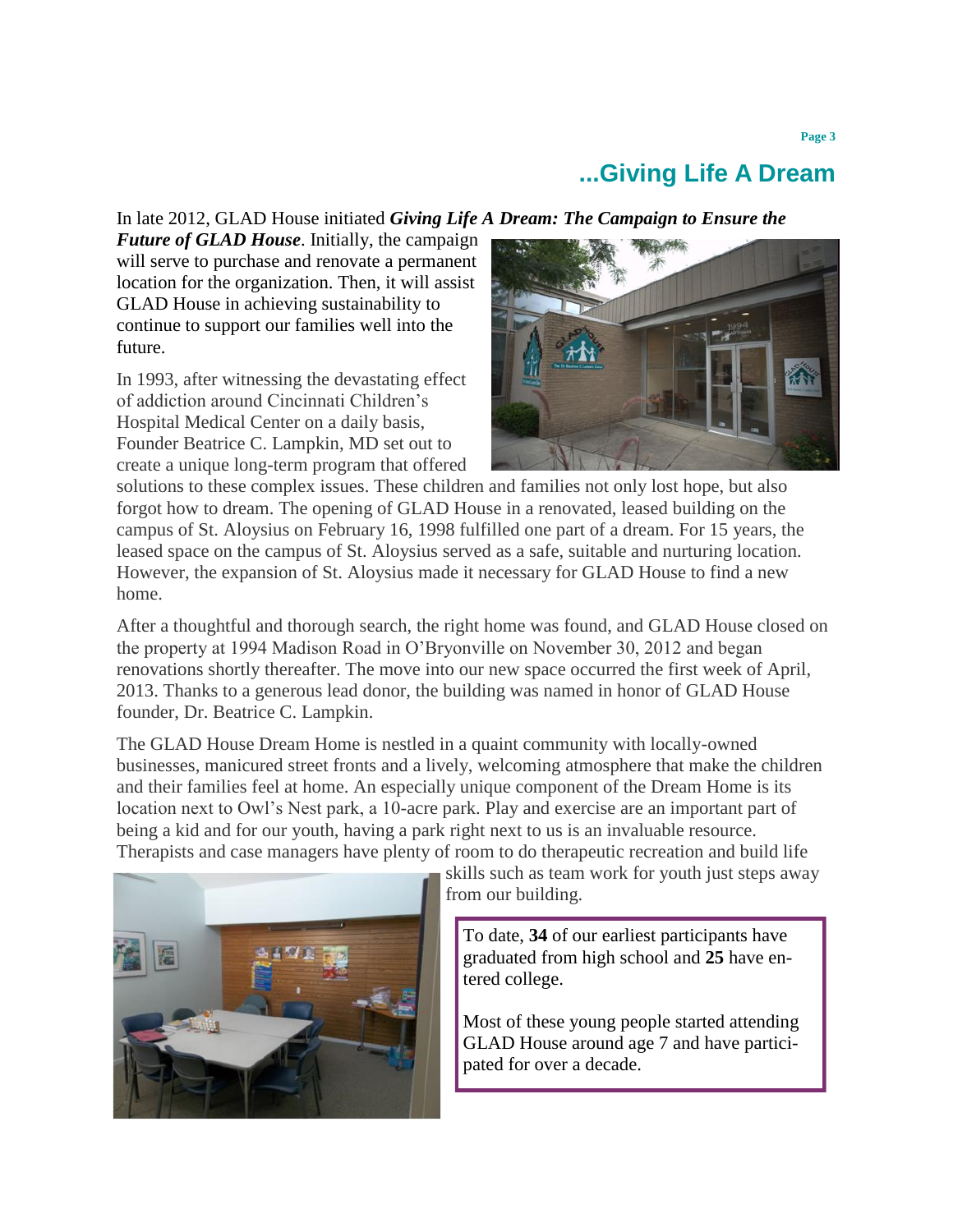## ...Giving Life A Dream

In late 2012, GLAD House initiated ***Giving Life A Dream: The Campaign to Ensure the Future of GLAD House***. Initially, the campaign will serve to purchase and renovate a permanent location for the organization. Then, it will assist GLAD House in achieving sustainability to continue to support our families well into the future.

In 1993, after witnessing the devastating effect of addiction around Cincinnati Children's Hospital Medical Center on a daily basis, Founder Beatrice C. Lampkin, MD set out to create a unique long-term program that offered solutions to these complex issues. These children and families not only lost hope, but also forgot how to dream. The opening of GLAD House in a renovated, leased building on the campus of St. Aloysius on February 16, 1998 fulfilled one part of a dream. For 15 years, the leased space on the campus of St. Aloysius served as a safe, suitable and nurturing location. However, the expansion of St. Aloysius made it necessary for GLAD House to find a new home.

After a thoughtful and thorough search, the right home was found, and GLAD House closed on the property at 1994 Madison Road in O'Bryonville on November 30, 2012 and began renovations shortly thereafter. The move into our new space occurred the first week of April, 2013. Thanks to a generous lead donor, the building was named in honor of GLAD House founder, Dr. Beatrice C. Lampkin.

The GLAD House Dream Home is nestled in a quaint community with locally-owned businesses, manicured street fronts and a lively, welcoming atmosphere that make the children and their families feel at home. An especially unique component of the Dream Home is its location next to Owl's Nest park, a 10-acre park. Play and exercise are an important part of being a kid and for our youth, having a park right next to us is an invaluable resource. Therapists and case managers have plenty of room to do therapeutic recreation and build life skills such as team work for youth just steps away from our building.

> To date, **34** of our earliest participants have graduated from high school and **25** have entered college.
>
> Most of these young people started attending GLAD House around age 7 and have participated for over a decade.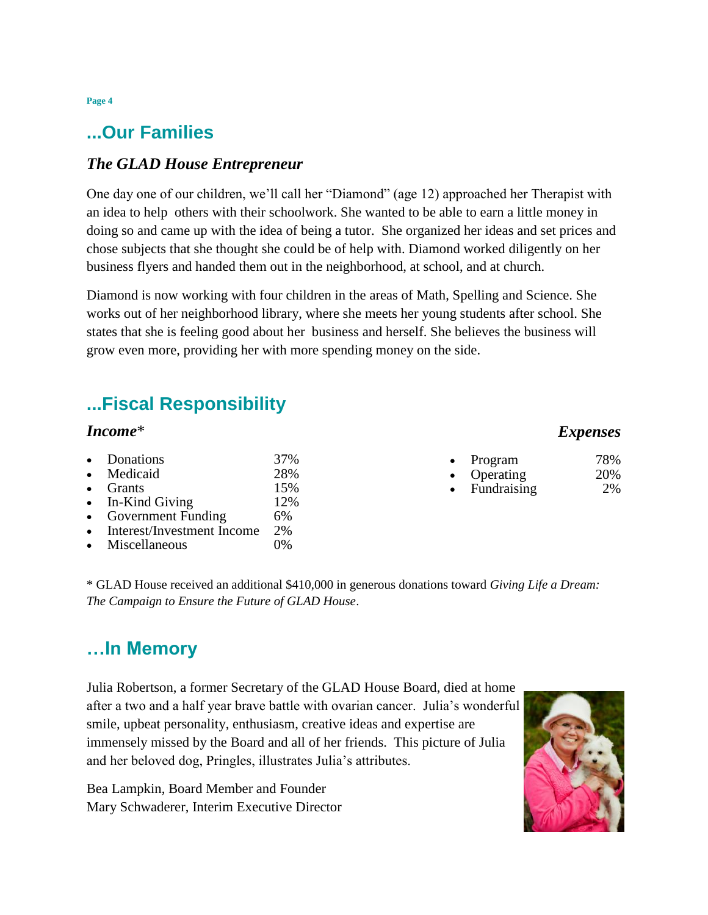## ...Our Families

### *The GLAD House Entrepreneur*

One day one of our children, we'll call her "Diamond" (age 12) approached her Therapist with an idea to help others with their schoolwork. She wanted to be able to earn a little money in doing so and came up with the idea of being a tutor. She organized her ideas and set prices and chose subjects that she thought she could be of help with. Diamond worked diligently on her business flyers and handed them out in the neighborhood, at school, and at church.

Diamond is now working with four children in the areas of Math, Spelling and Science. She works out of her neighborhood library, where she meets her young students after school. She states that she is feeling good about her business and herself. She believes the business will grow even more, providing her with more spending money on the side.

## ...Fiscal Responsibility

### *Income**

| Source | Percent |
|---|---|
| Donations | 37% |
| Medicaid | 28% |
| Grants | 15% |
| In-Kind Giving | 12% |
| Government Funding | 6% |
| Interest/Investment Income | 2% |
| Miscellaneous | 0% |

### *Expenses*

| Category | Percent |
|---|---|
| Program | 78% |
| Operating | 20% |
| Fundraising | 2% |

* GLAD House received an additional $410,000 in generous donations toward *Giving Life a Dream: The Campaign to Ensure the Future of GLAD House*.

## …In Memory

Julia Robertson, a former Secretary of the GLAD House Board, died at home after a two and a half year brave battle with ovarian cancer. Julia's wonderful smile, upbeat personality, enthusiasm, creative ideas and expertise are immensely missed by the Board and all of her friends. This picture of Julia and her beloved dog, Pringles, illustrates Julia's attributes.

Bea Lampkin, Board Member and Founder  
Mary Schwaderer, Interim Executive Director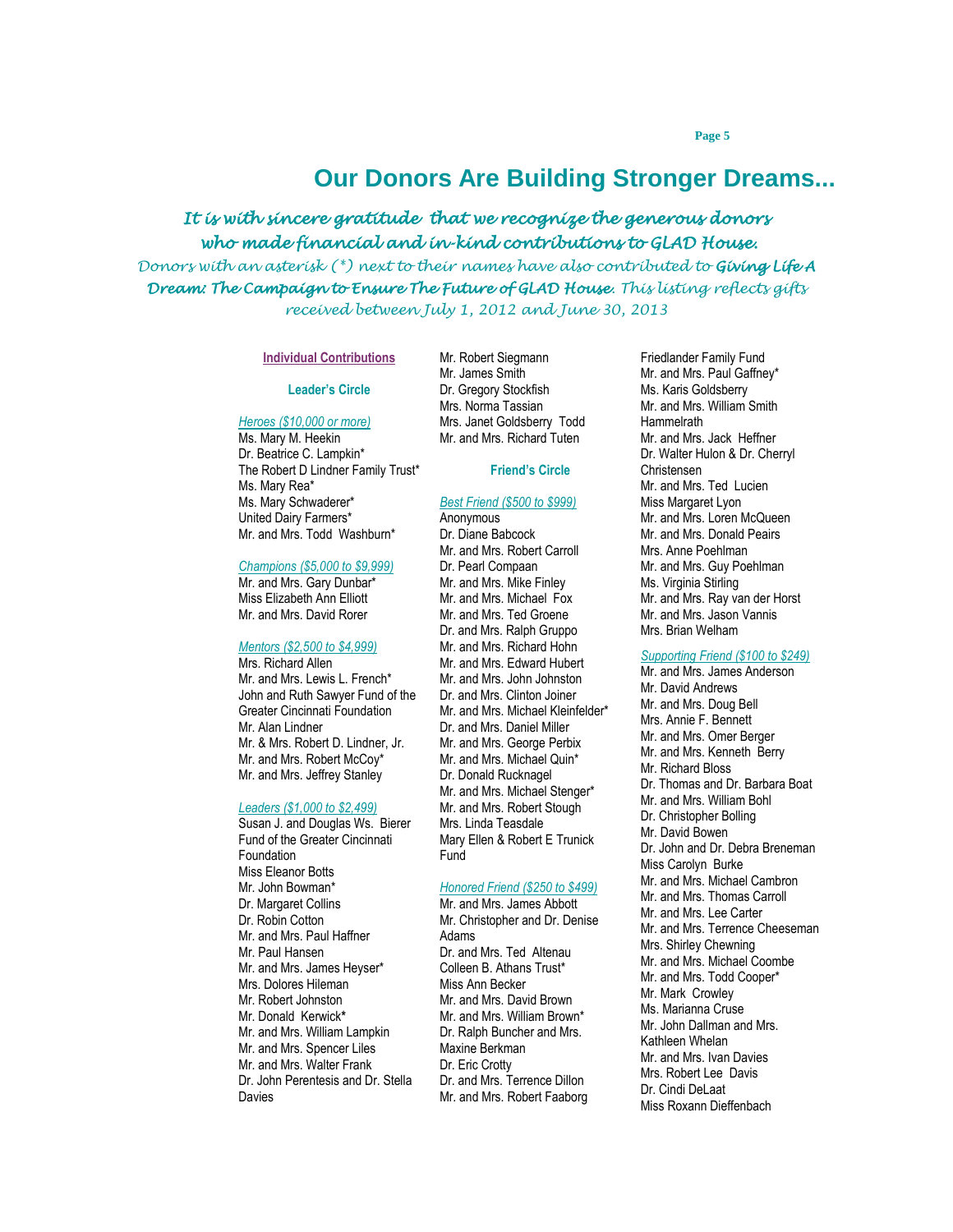# Our Donors Are Building Stronger Dreams...

*It is with sincere gratitude that we recognize the generous donors who made financial and in-kind contributions to GLAD House.*

*Donors with an asterisk (*) next to their names have also contributed to **Giving Life A Dream: The Campaign to Ensure The Future of GLAD House**. This listing reflects gifts received between July 1, 2012 and June 30, 2013*

## Individual Contributions

### Leader's Circle

*Heroes ($10,000 or more)*

Ms. Mary M. Heekin
Dr. Beatrice C. Lampkin*
The Robert D Lindner Family Trust*
Ms. Mary Rea*
Ms. Mary Schwaderer*
United Dairy Farmers*
Mr. and Mrs. Todd Washburn*

*Champions ($5,000 to $9,999)*

Mr. and Mrs. Gary Dunbar*
Miss Elizabeth Ann Elliott
Mr. and Mrs. David Rorer

*Mentors ($2,500 to $4,999)*

Mrs. Richard Allen
Mr. and Mrs. Lewis L. French*
John and Ruth Sawyer Fund of the Greater Cincinnati Foundation
Mr. Alan Lindner
Mr. & Mrs. Robert D. Lindner, Jr.
Mr. and Mrs. Robert McCoy*
Mr. and Mrs. Jeffrey Stanley

*Leaders ($1,000 to $2,499)*

Susan J. and Douglas Ws. Bierer Fund of the Greater Cincinnati Foundation
Miss Eleanor Botts
Mr. John Bowman*
Dr. Margaret Collins
Dr. Robin Cotton
Mr. and Mrs. Paul Haffner
Mr. Paul Hansen
Mr. and Mrs. James Heyser*
Mrs. Dolores Hileman
Mr. Robert Johnston
Mr. Donald Kerwick*
Mr. and Mrs. William Lampkin
Mr. and Mrs. Spencer Liles
Mr. and Mrs. Walter Frank
Dr. John Perentesis and Dr. Stella Davies
Mr. Robert Siegmann
Mr. James Smith
Dr. Gregory Stockfish
Mrs. Norma Tassian
Mrs. Janet Goldsberry Todd
Mr. and Mrs. Richard Tuten

### Friend's Circle

*Best Friend ($500 to $999)*

Anonymous
Dr. Diane Babcock
Mr. and Mrs. Robert Carroll
Dr. Pearl Compaan
Mr. and Mrs. Mike Finley
Mr. and Mrs. Michael Fox
Mr. and Mrs. Ted Groene
Dr. and Mrs. Ralph Gruppo
Mr. and Mrs. Richard Hohn
Mr. and Mrs. Edward Hubert
Mr. and Mrs. John Johnston
Dr. and Mrs. Clinton Joiner
Mr. and Mrs. Michael Kleinfelder*
Dr. and Mrs. Daniel Miller
Mr. and Mrs. George Perbix
Mr. and Mrs. Michael Quin*
Dr. Donald Rucknagel
Mr. and Mrs. Michael Stenger*
Mr. and Mrs. Robert Stough
Mrs. Linda Teasdale
Mary Ellen & Robert E Trunick Fund

*Honored Friend ($250 to $499)*

Mr. and Mrs. James Abbott
Mr. Christopher and Dr. Denise Adams
Dr. and Mrs. Ted Altenau
Colleen B. Athans Trust*
Miss Ann Becker
Mr. and Mrs. David Brown
Mr. and Mrs. William Brown*
Dr. Ralph Buncher and Mrs. Maxine Berkman
Dr. Eric Crotty
Dr. and Mrs. Terrence Dillon
Mr. and Mrs. Robert Faaborg
Friedlander Family Fund
Mr. and Mrs. Paul Gaffney*
Ms. Karis Goldsberry
Mr. and Mrs. William Smith Hammelrath
Mr. and Mrs. Jack Heffner
Dr. Walter Hulon & Dr. Cherryl Christensen
Mr. and Mrs. Ted Lucien
Miss Margaret Lyon
Mr. and Mrs. Loren McQueen
Mr. and Mrs. Donald Peairs
Mrs. Anne Poehlman
Mr. and Mrs. Guy Poehlman
Ms. Virginia Stirling
Mr. and Mrs. Ray van der Horst
Mr. and Mrs. Jason Vannis
Mrs. Brian Welham

*Supporting Friend ($100 to $249)*

Mr. and Mrs. James Anderson
Mr. David Andrews
Mr. and Mrs. Doug Bell
Mrs. Annie F. Bennett
Mr. and Mrs. Omer Berger
Mr. and Mrs. Kenneth Berry
Mr. Richard Bloss
Dr. Thomas and Dr. Barbara Boat
Mr. and Mrs. William Bohl
Dr. Christopher Bolling
Mr. David Bowen
Dr. John and Dr. Debra Breneman
Miss Carolyn Burke
Mr. and Mrs. Michael Cambron
Mr. and Mrs. Thomas Carroll
Mr. and Mrs. Lee Carter
Mr. and Mrs. Terrence Cheeseman
Mrs. Shirley Chewning
Mr. and Mrs. Michael Coombe
Mr. and Mrs. Todd Cooper*
Mr. Mark Crowley
Ms. Marianna Cruse
Mr. John Dallman and Mrs. Kathleen Whelan
Mr. and Mrs. Ivan Davies
Mrs. Robert Lee Davis
Dr. Cindi DeLaat
Miss Roxann Dieffenbach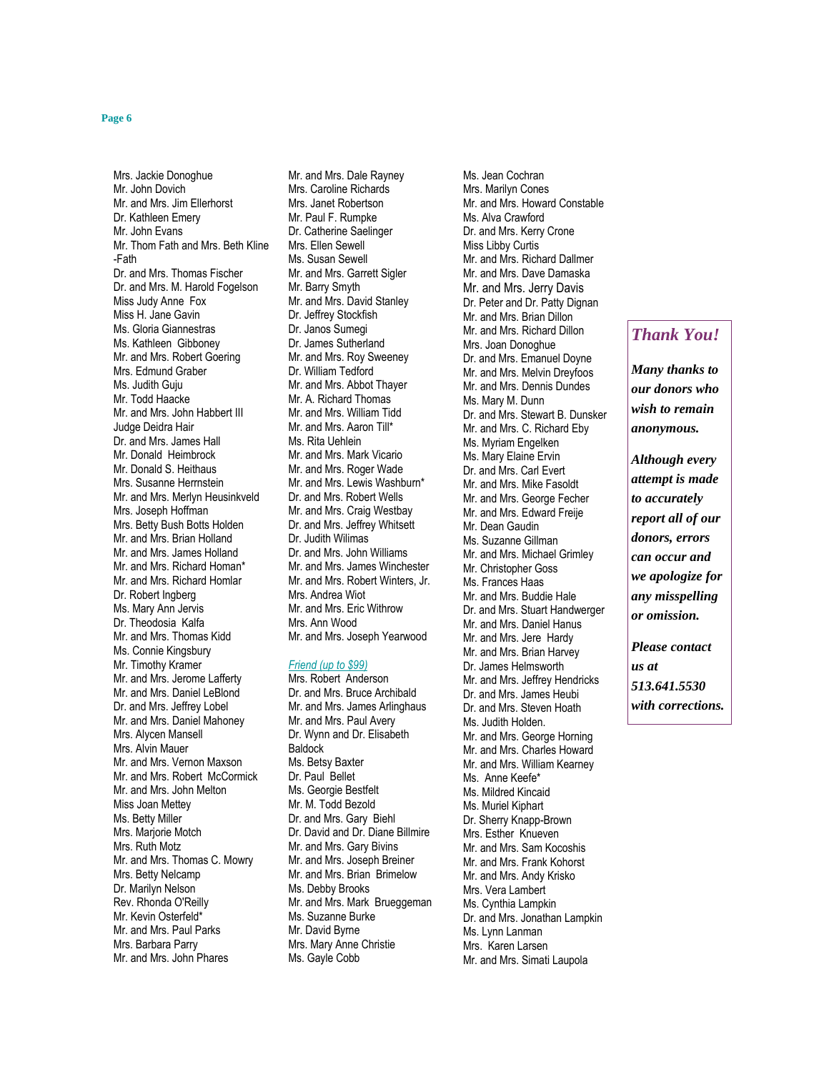Mrs. Jackie Donoghue
Mr. John Dovich
Mr. and Mrs. Jim Ellerhorst
Dr. Kathleen Emery
Mr. John Evans
Mr. Thom Fath and Mrs. Beth Kline-Fath
Dr. and Mrs. Thomas Fischer
Dr. and Mrs. M. Harold Fogelson
Miss Judy Anne Fox
Miss H. Jane Gavin
Ms. Gloria Giannestras
Ms. Kathleen Gibboney
Mr. and Mrs. Robert Goering
Mrs. Edmund Graber
Ms. Judith Guju
Mr. Todd Haacke
Mr. and Mrs. John Habbert III
Judge Deidra Hair
Dr. and Mrs. James Hall
Mr. Donald Heimbrock
Mr. Donald S. Heithaus
Mrs. Susanne Herrnstein
Mr. and Mrs. Merlyn Heusinkveld
Mrs. Joseph Hoffman
Mrs. Betty Bush Botts Holden
Mr. and Mrs. Brian Holland
Mr. and Mrs. James Holland
Mr. and Mrs. Richard Homan*
Mr. and Mrs. Richard Homlar
Dr. Robert Ingberg
Ms. Mary Ann Jervis
Dr. Theodosia Kalfa
Mr. and Mrs. Thomas Kidd
Ms. Connie Kingsbury
Mr. Timothy Kramer
Mr. and Mrs. Jerome Lafferty
Mr. and Mrs. Daniel LeBlond
Dr. and Mrs. Jeffrey Lobel
Mr. and Mrs. Daniel Mahoney
Mrs. Alycen Mansell
Mrs. Alvin Mauer
Mr. and Mrs. Vernon Maxson
Mr. and Mrs. Robert McCormick
Mr. and Mrs. John Melton
Miss Joan Mettey
Ms. Betty Miller
Mrs. Marjorie Motch
Mrs. Ruth Motz
Mr. and Mrs. Thomas C. Mowry
Mrs. Betty Nelcamp
Dr. Marilyn Nelson
Rev. Rhonda O'Reilly
Mr. Kevin Osterfeld*
Mr. and Mrs. Paul Parks
Mrs. Barbara Parry
Mr. and Mrs. John Phares
Mr. and Mrs. Dale Rayney
Mrs. Caroline Richards
Mrs. Janet Robertson
Mr. Paul F. Rumpke
Dr. Catherine Saelinger
Mrs. Ellen Sewell
Ms. Susan Sewell
Mr. and Mrs. Garrett Sigler
Mr. Barry Smyth
Mr. and Mrs. David Stanley
Dr. Jeffrey Stockfish
Dr. Janos Sumegi
Dr. James Sutherland
Mr. and Mrs. Roy Sweeney
Dr. William Tedford
Mr. and Mrs. Abbot Thayer
Mr. A. Richard Thomas
Mr. and Mrs. William Tidd
Mr. and Mrs. Aaron Till*
Ms. Rita Uehlein
Mr. and Mrs. Mark Vicario
Mr. and Mrs. Roger Wade
Mr. and Mrs. Lewis Washburn*
Dr. and Mrs. Robert Wells
Mr. and Mrs. Craig Westbay
Dr. and Mrs. Jeffrey Whitsett
Dr. Judith Wilimas
Dr. and Mrs. John Williams
Mr. and Mrs. James Winchester
Mr. and Mrs. Robert Winters, Jr.
Mrs. Andrea Wiot
Mr. and Mrs. Eric Withrow
Mrs. Ann Wood
Mr. and Mrs. Joseph Yearwood

*Friend (up to $99)*

Mrs. Robert Anderson
Dr. and Mrs. Bruce Archibald
Mr. and Mrs. James Arlinghaus
Mr. and Mrs. Paul Avery
Dr. Wynn and Dr. Elisabeth Baldock
Ms. Betsy Baxter
Dr. Paul Bellet
Ms. Georgie Bestfelt
Mr. M. Todd Bezold
Dr. and Mrs. Gary Biehl
Dr. David and Dr. Diane Billmire
Mr. and Mrs. Gary Bivins
Mr. and Mrs. Joseph Breiner
Mr. and Mrs. Brian Brimelow
Ms. Debby Brooks
Mr. and Mrs. Mark Brueggeman
Ms. Suzanne Burke
Mr. David Byrne
Mrs. Mary Anne Christie
Ms. Gayle Cobb
Ms. Jean Cochran
Mrs. Marilyn Cones
Mr. and Mrs. Howard Constable
Ms. Alva Crawford
Dr. and Mrs. Kerry Crone
Miss Libby Curtis
Mr. and Mrs. Richard Dallmer
Mr. and Mrs. Dave Damaska
Mr. and Mrs. Jerry Davis
Dr. Peter and Dr. Patty Dignan
Mr. and Mrs. Brian Dillon
Mr. and Mrs. Richard Dillon
Mrs. Joan Donoghue
Dr. and Mrs. Emanuel Doyne
Mr. and Mrs. Melvin Dreyfoos
Mr. and Mrs. Dennis Dundes
Ms. Mary M. Dunn
Dr. and Mrs. Stewart B. Dunsker
Mr. and Mrs. C. Richard Eby
Ms. Myriam Engelken
Ms. Mary Elaine Ervin
Dr. and Mrs. Carl Evert
Mr. and Mrs. Mike Fasoldt
Mr. and Mrs. George Fecher
Mr. and Mrs. Edward Freije
Mr. Dean Gaudin
Ms. Suzanne Gillman
Mr. and Mrs. Michael Grimley
Mr. Christopher Goss
Ms. Frances Haas
Mr. and Mrs. Buddie Hale
Dr. and Mrs. Stuart Handwerger
Mr. and Mrs. Daniel Hanus
Mr. and Mrs. Jere Hardy
Mr. and Mrs. Brian Harvey
Dr. James Helmsworth
Mr. and Mrs. Jeffrey Hendricks
Dr. and Mrs. James Heubi
Dr. and Mrs. Steven Hoath
Ms. Judith Holden.
Mr. and Mrs. George Horning
Mr. and Mrs. Charles Howard
Mr. and Mrs. William Kearney
Ms. Anne Keefe*
Ms. Mildred Kincaid
Ms. Muriel Kiphart
Dr. Sherry Knapp-Brown
Mrs. Esther Knueven
Mr. and Mrs. Sam Kocoshis
Mr. and Mrs. Frank Kohorst
Mr. and Mrs. Andy Krisko
Mrs. Vera Lambert
Ms. Cynthia Lampkin
Dr. and Mrs. Jonathan Lampkin
Ms. Lynn Lanman
Mrs. Karen Larsen
Mr. and Mrs. Simati Laupola

***Thank You!***

***Many thanks to our donors who wish to remain anonymous.***

***Although every attempt is made to accurately report all of our donors, errors can occur and we apologize for any misspelling or omission.***

***Please contact us at 513.641.5530 with corrections.***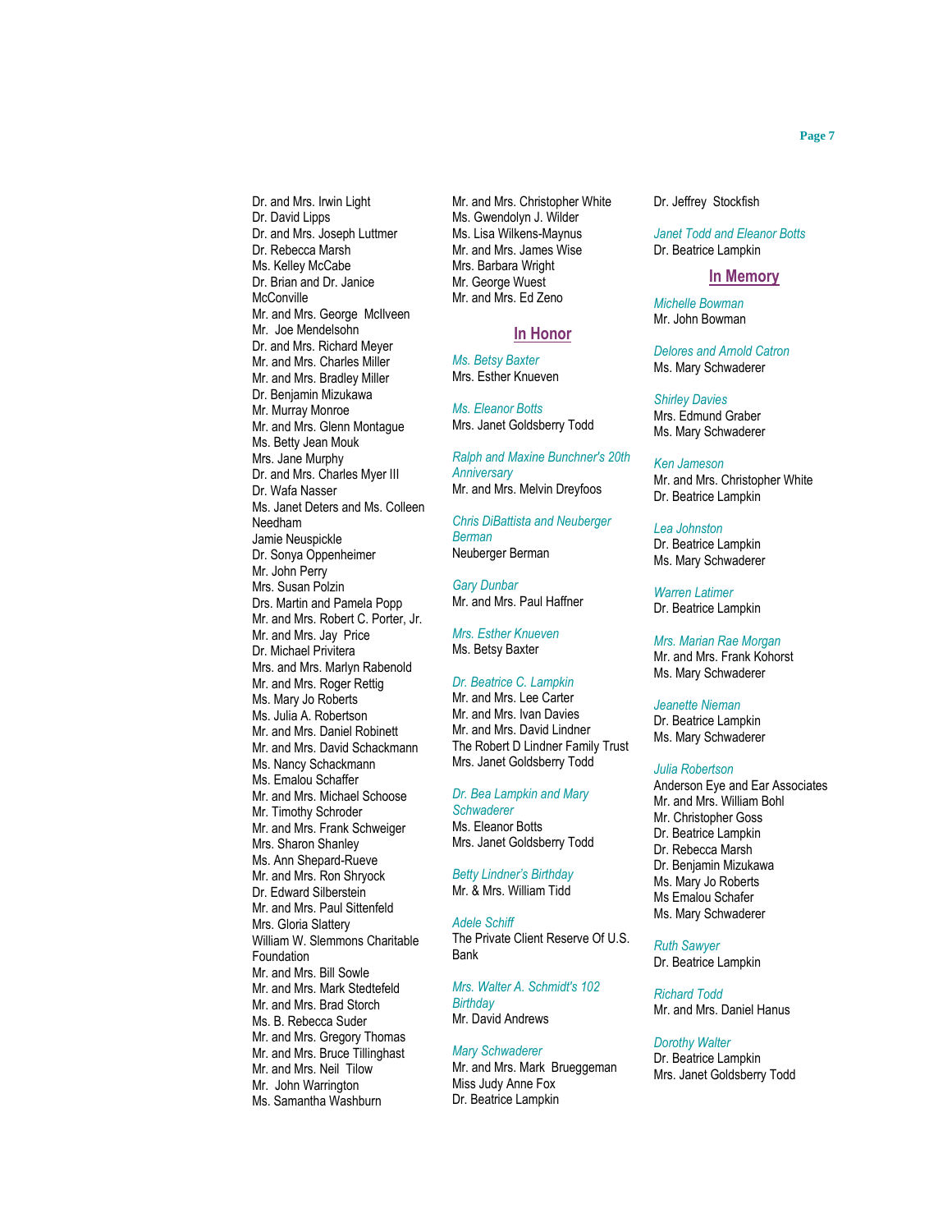Dr. and Mrs. Irwin Light
Dr. David Lipps
Dr. and Mrs. Joseph Luttmer
Dr. Rebecca Marsh
Ms. Kelley McCabe
Dr. Brian and Dr. Janice McConville
Mr. and Mrs. George McIlveen
Mr. Joe Mendelsohn
Dr. and Mrs. Richard Meyer
Mr. and Mrs. Charles Miller
Mr. and Mrs. Bradley Miller
Dr. Benjamin Mizukawa
Mr. Murray Monroe
Mr. and Mrs. Glenn Montague
Ms. Betty Jean Mouk
Mrs. Jane Murphy
Dr. and Mrs. Charles Myer III
Dr. Wafa Nasser
Ms. Janet Deters and Ms. Colleen Needham
Jamie Neuspickle
Dr. Sonya Oppenheimer
Mr. John Perry
Mrs. Susan Polzin
Drs. Martin and Pamela Popp
Mr. and Mrs. Robert C. Porter, Jr.
Mr. and Mrs. Jay Price
Dr. Michael Privitera
Mrs. and Mrs. Marlyn Rabenold
Mr. and Mrs. Roger Rettig
Ms. Mary Jo Roberts
Ms. Julia A. Robertson
Mr. and Mrs. Daniel Robinett
Mr. and Mrs. David Schackmann
Ms. Nancy Schackmann
Ms. Emalou Schaffer
Mr. and Mrs. Michael Schoose
Mr. Timothy Schroder
Mr. and Mrs. Frank Schweiger
Mrs. Sharon Shanley
Ms. Ann Shepard-Rueve
Mr. and Mrs. Ron Shryock
Dr. Edward Silberstein
Mr. and Mrs. Paul Sittenfeld
Mrs. Gloria Slattery
William W. Slemmons Charitable Foundation
Mr. and Mrs. Bill Sowle
Mr. and Mrs. Mark Stedtefeld
Mr. and Mrs. Brad Storch
Ms. B. Rebecca Suder
Mr. and Mrs. Gregory Thomas
Mr. and Mrs. Bruce Tillinghast
Mr. and Mrs. Neil Tilow
Mr. John Warrington
Ms. Samantha Washburn
Mr. and Mrs. Christopher White
Ms. Gwendolyn J. Wilder
Ms. Lisa Wilkens-Maynus
Mr. and Mrs. James Wise
Mrs. Barbara Wright
Mr. George Wuest
Mr. and Mrs. Ed Zeno

## In Honor

*Ms. Betsy Baxter*
Mrs. Esther Knueven

*Ms. Eleanor Botts*
Mrs. Janet Goldsberry Todd

*Ralph and Maxine Bunchner's 20th Anniversary*
Mr. and Mrs. Melvin Dreyfoos

*Chris DiBattista and Neuberger Berman*
Neuberger Berman

*Gary Dunbar*
Mr. and Mrs. Paul Haffner

*Mrs. Esther Knueven*
Ms. Betsy Baxter

*Dr. Beatrice C. Lampkin*
Mr. and Mrs. Lee Carter
Mr. and Mrs. Ivan Davies
Mr. and Mrs. David Lindner
The Robert D Lindner Family Trust
Mrs. Janet Goldsberry Todd

*Dr. Bea Lampkin and Mary Schwaderer*
Ms. Eleanor Botts
Mrs. Janet Goldsberry Todd

*Betty Lindner's Birthday*
Mr. & Mrs. William Tidd

*Adele Schiff*
The Private Client Reserve Of U.S. Bank

*Mrs. Walter A. Schmidt's 102 Birthday*
Mr. David Andrews

*Mary Schwaderer*
Mr. and Mrs. Mark Brueggeman
Miss Judy Anne Fox
Dr. Beatrice Lampkin
Dr. Jeffrey Stockfish

*Janet Todd and Eleanor Botts*
Dr. Beatrice Lampkin

## In Memory

*Michelle Bowman*
Mr. John Bowman

*Delores and Arnold Catron*
Ms. Mary Schwaderer

*Shirley Davies*
Mrs. Edmund Graber
Ms. Mary Schwaderer

*Ken Jameson*
Mr. and Mrs. Christopher White
Dr. Beatrice Lampkin

*Lea Johnston*
Dr. Beatrice Lampkin
Ms. Mary Schwaderer

*Warren Latimer*
Dr. Beatrice Lampkin

*Mrs. Marian Rae Morgan*
Mr. and Mrs. Frank Kohorst
Ms. Mary Schwaderer

*Jeanette Nieman*
Dr. Beatrice Lampkin
Ms. Mary Schwaderer

*Julia Robertson*
Anderson Eye and Ear Associates
Mr. and Mrs. William Bohl
Mr. Christopher Goss
Dr. Beatrice Lampkin
Dr. Rebecca Marsh
Dr. Benjamin Mizukawa
Ms. Mary Jo Roberts
Ms Emalou Schafer
Ms. Mary Schwaderer

*Ruth Sawyer*
Dr. Beatrice Lampkin

*Richard Todd*
Mr. and Mrs. Daniel Hanus

*Dorothy Walter*
Dr. Beatrice Lampkin
Mrs. Janet Goldsberry Todd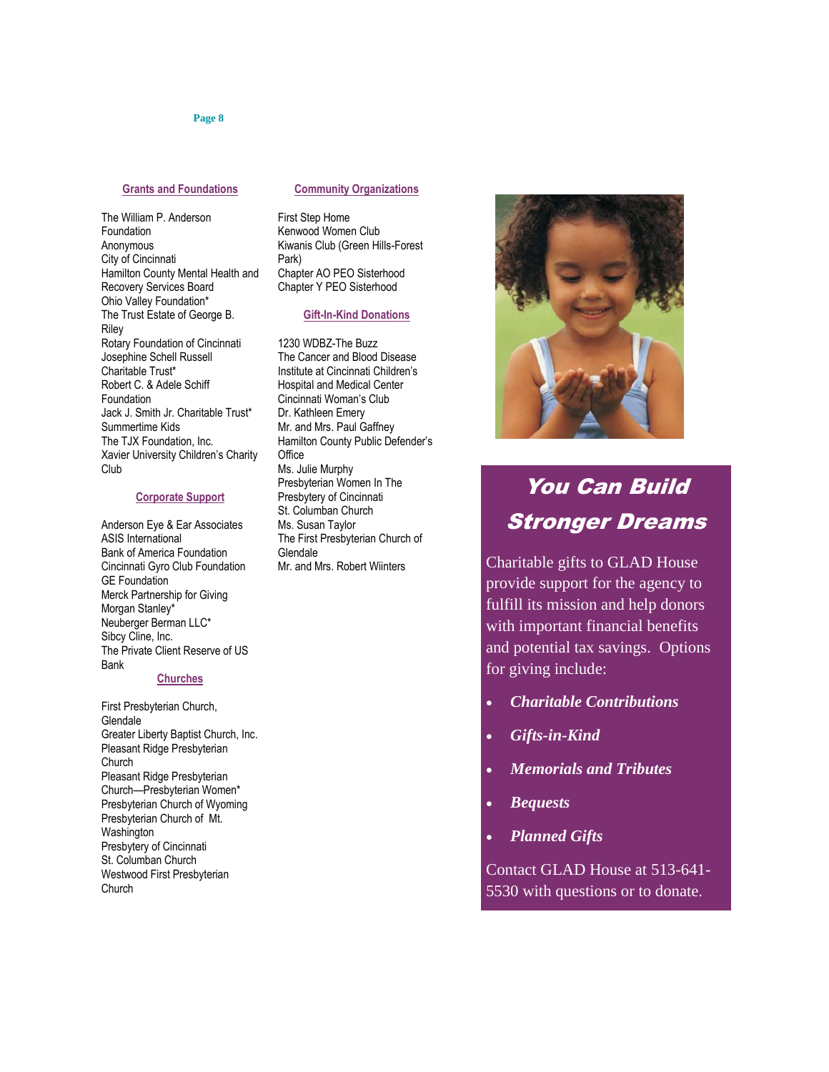### Grants and Foundations

The William P. Anderson Foundation
Anonymous
City of Cincinnati
Hamilton County Mental Health and Recovery Services Board
Ohio Valley Foundation*
The Trust Estate of George B. Riley
Rotary Foundation of Cincinnati
Josephine Schell Russell Charitable Trust*
Robert C. & Adele Schiff Foundation
Jack J. Smith Jr. Charitable Trust*
Summertime Kids
The TJX Foundation, Inc.
Xavier University Children's Charity Club

### Corporate Support

Anderson Eye & Ear Associates
ASIS International
Bank of America Foundation
Cincinnati Gyro Club Foundation
GE Foundation
Merck Partnership for Giving
Morgan Stanley*
Neuberger Berman LLC*
Sibcy Cline, Inc.
The Private Client Reserve of US Bank

### Churches

First Presbyterian Church, Glendale
Greater Liberty Baptist Church, Inc.
Pleasant Ridge Presbyterian Church
Pleasant Ridge Presbyterian Church—Presbyterian Women*
Presbyterian Church of Wyoming
Presbyterian Church of Mt. Washington
Presbytery of Cincinnati
St. Columban Church
Westwood First Presbyterian Church

### Community Organizations

First Step Home
Kenwood Women Club
Kiwanis Club (Green Hills-Forest Park)
Chapter AO PEO Sisterhood
Chapter Y PEO Sisterhood

### Gift-In-Kind Donations

1230 WDBZ-The Buzz
The Cancer and Blood Disease Institute at Cincinnati Children's Hospital and Medical Center
Cincinnati Woman's Club
Dr. Kathleen Emery
Mr. and Mrs. Paul Gaffney
Hamilton County Public Defender's Office
Ms. Julie Murphy
Presbyterian Women In The Presbytery of Cincinnati
St. Columban Church
Ms. Susan Taylor
The First Presbyterian Church of Glendale
Mr. and Mrs. Robert Wiinters

## You Can Build Stronger Dreams

Charitable gifts to GLAD House provide support for the agency to fulfill its mission and help donors with important financial benefits and potential tax savings. Options for giving include:

- ***Charitable Contributions***
- ***Gifts-in-Kind***
- ***Memorials and Tributes***
- ***Bequests***
- ***Planned Gifts***

Contact GLAD House at 513-641-5530 with questions or to donate.